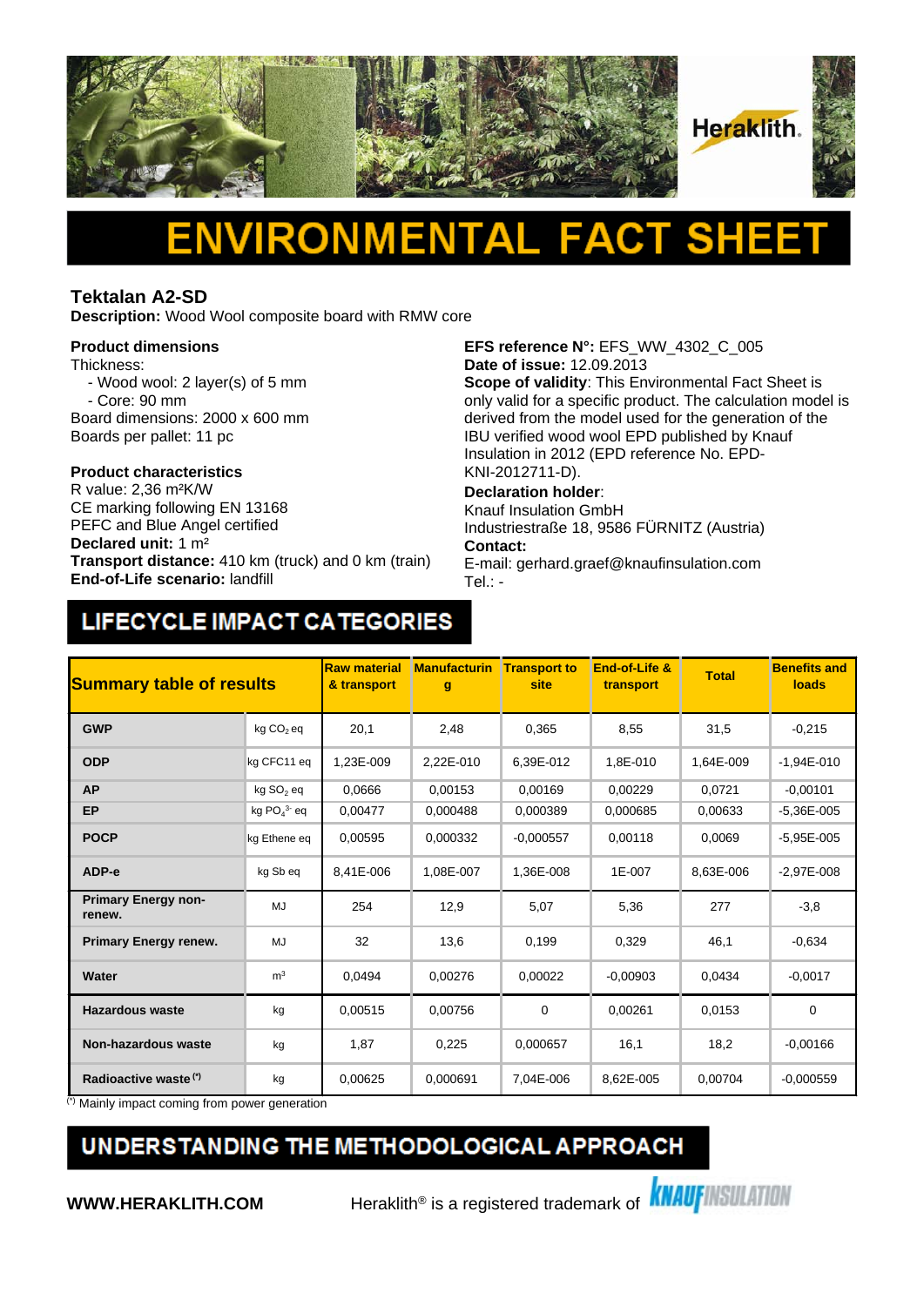# ENVIRONMENTAL FACT SHEET

## Tektalan A2-SD

**Description:** Wood Wool composite board with RMW core

**Product dimensions**
Thickness:
- Wood wool: 2 layer(s) of 5 mm
- Core: 90 mm

Board dimensions: 2000 x 600 mm
Boards per pallet: 11 pc

**Product characteristics**
R value: 2,36 m²K/W
CE marking following EN 13168
PEFC and Blue Angel certified
**Declared unit:** 1 m²
**Transport distance:** 410 km (truck) and 0 km (train)
**End-of-Life scenario:** landfill

**EFS reference N°:** EFS_WW_4302_C_005
**Date of issue:** 12.09.2013
**Scope of validity**: This Environmental Fact Sheet is only valid for a specific product. The calculation model is derived from the model used for the generation of the IBU verified wood wool EPD published by Knauf Insulation in 2012 (EPD reference No. EPD-KNI-2012711-D).
**Declaration holder**:
Knauf Insulation GmbH
Industriestraße 18, 9586 FÜRNITZ (Austria)
**Contact:**
E-mail: gerhard.graef@knaufinsulation.com
Tel.: -

## LIFECYCLE IMPACT CATEGORIES

| Summary table of results | | Raw material & transport | Manufacturing | Transport to site | End-of-Life & transport | Total | Benefits and loads |
|---|---|---|---|---|---|---|---|
| **GWP** | kg $CO_2$ eq | 20,1 | 2,48 | 0,365 | 8,55 | 31,5 | -0,215 |
| **ODP** | kg CFC11 eq | 1,23E-009 | 2,22E-010 | 6,39E-012 | 1,8E-010 | 1,64E-009 | -1,94E-010 |
| **AP** | kg $SO_2$ eq | 0,0666 | 0,00153 | 0,00169 | 0,00229 | 0,0721 | -0,00101 |
| **EP** | kg $PO_4^{3-}$ eq | 0,00477 | 0,000488 | 0,000389 | 0,000685 | 0,00633 | -5,36E-005 |
| **POCP** | kg Ethene eq | 0,00595 | 0,000332 | -0,000557 | 0,00118 | 0,0069 | -5,95E-005 |
| **ADP-e** | kg Sb eq | 8,41E-006 | 1,08E-007 | 1,36E-008 | 1E-007 | 8,63E-006 | -2,97E-008 |
| **Primary Energy non-renew.** | MJ | 254 | 12,9 | 5,07 | 5,36 | 277 | -3,8 |
| **Primary Energy renew.** | MJ | 32 | 13,6 | 0,199 | 0,329 | 46,1 | -0,634 |
| **Water** | m³ | 0,0494 | 0,00276 | 0,00022 | -0,00903 | 0,0434 | -0,0017 |
| **Hazardous waste** | kg | 0,00515 | 0,00756 | 0 | 0,00261 | 0,0153 | 0 |
| **Non-hazardous waste** | kg | 1,87 | 0,225 | 0,000657 | 16,1 | 18,2 | -0,00166 |
| **Radioactive waste (\*)** | kg | 0,00625 | 0,000691 | 7,04E-006 | 8,62E-005 | 0,00704 | -0,000559 |

(\*) Mainly impact coming from power generation

## UNDERSTANDING THE METHODOLOGICAL APPROACH

**WWW.HERAKLITH.COM** Heraklith® is a registered trademark of KNAUF INSULATION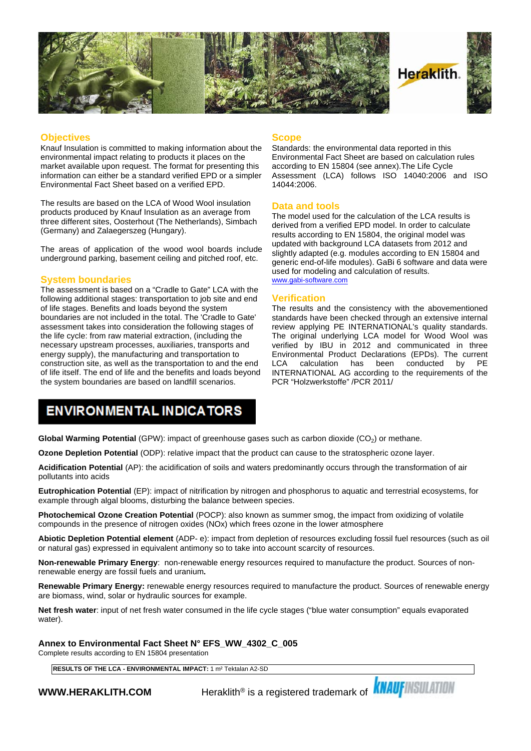## Objectives

Knauf Insulation is committed to making information about the environmental impact relating to products it places on the market available upon request. The format for presenting this information can either be a standard verified EPD or a simpler Environmental Fact Sheet based on a verified EPD.

The results are based on the LCA of Wood Wool insulation products produced by Knauf Insulation as an average from three different sites, Oosterhout (The Netherlands), Simbach (Germany) and Zalaegerszeg (Hungary).

The areas of application of the wood wool boards include underground parking, basement ceiling and pitched roof, etc.

## System boundaries

The assessment is based on a "Cradle to Gate" LCA with the following additional stages: transportation to job site and end of life stages. Benefits and loads beyond the system boundaries are not included in the total. The 'Cradle to Gate' assessment takes into consideration the following stages of the life cycle: from raw material extraction, (including the necessary upstream processes, auxiliaries, transports and energy supply), the manufacturing and transportation to construction site, as well as the transportation to and the end of life itself. The end of life and the benefits and loads beyond the system boundaries are based on landfill scenarios.

## Scope

Standards: the environmental data reported in this Environmental Fact Sheet are based on calculation rules according to EN 15804 (see annex).The Life Cycle Assessment (LCA) follows ISO 14040:2006 and ISO 14044:2006.

## Data and tools

The model used for the calculation of the LCA results is derived from a verified EPD model. In order to calculate results according to EN 15804, the original model was updated with background LCA datasets from 2012 and slightly adapted (e.g. modules according to EN 15804 and generic end-of-life modules). GaBi 6 software and data were used for modeling and calculation of results.
www.gabi-software.com

## Verification

The results and the consistency with the abovementioned standards have been checked through an extensive internal review applying PE INTERNATIONAL's quality standards. The original underlying LCA model for Wood Wool was verified by IBU in 2012 and communicated in three Environmental Product Declarations (EPDs). The current LCA calculation has been conducted by PE INTERNATIONAL AG according to the requirements of the PCR "Holzwerkstoffe" /PCR 2011/

# ENVIRONMENTAL INDICATORS

**Global Warming Potential** (GPW): impact of greenhouse gases such as carbon dioxide ($CO_2$) or methane.

**Ozone Depletion Potential** (ODP): relative impact that the product can cause to the stratospheric ozone layer.

**Acidification Potential** (AP): the acidification of soils and waters predominantly occurs through the transformation of air pollutants into acids

**Eutrophication Potential** (EP): impact of nitrification by nitrogen and phosphorus to aquatic and terrestrial ecosystems, for example through algal blooms, disturbing the balance between species.

**Photochemical Ozone Creation Potential** (POCP): also known as summer smog, the impact from oxidizing of volatile compounds in the presence of nitrogen oxides (NOx) which frees ozone in the lower atmosphere

**Abiotic Depletion Potential element** (ADP- e): impact from depletion of resources excluding fossil fuel resources (such as oil or natural gas) expressed in equivalent antimony so to take into account scarcity of resources.

**Non-renewable Primary Energy**: non-renewable energy resources required to manufacture the product. Sources of non-renewable energy are fossil fuels and uranium**.**

**Renewable Primary Energy:** renewable energy resources required to manufacture the product. Sources of renewable energy are biomass, wind, solar or hydraulic sources for example.

**Net fresh water**: input of net fresh water consumed in the life cycle stages ("blue water consumption" equals evaporated water).

**Annex to Environmental Fact Sheet N° EFS_WW_4302_C_005**

Complete results according to EN 15804 presentation

| **RESULTS OF THE LCA - ENVIRONMENTAL IMPACT:** 1 m² Tektalan A2-SD |
|---|

**WWW.HERAKLITH.COM** Heraklith® is a registered trademark of KNAUF INSULATION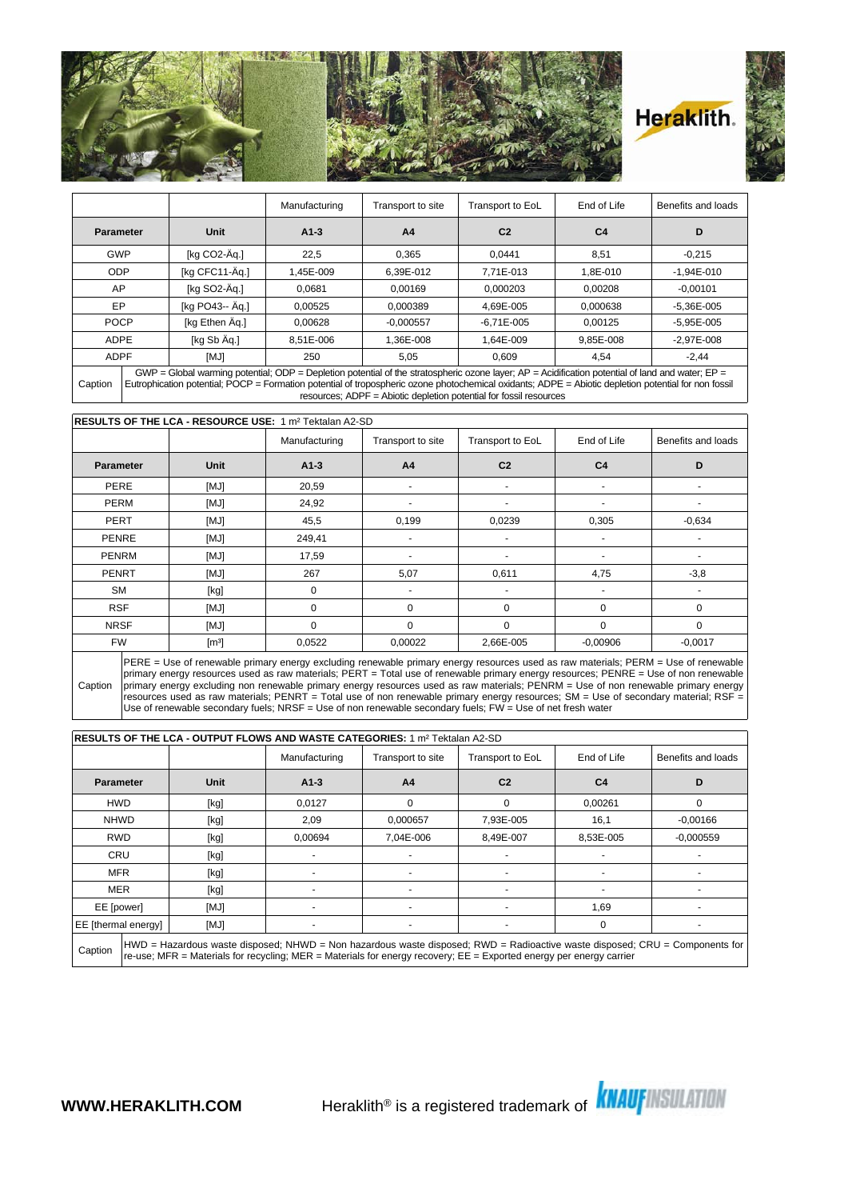| | | Manufacturing | Transport to site | Transport to EoL | End of Life | Benefits and loads |
|---|---|---|---|---|---|---|
| **Parameter** | **Unit** | **A1-3** | **A4** | **C2** | **C4** | **D** |
| GWP | [kg CO2-Äq.] | 22,5 | 0,365 | 0,0441 | 8,51 | -0,215 |
| ODP | [kg CFC11-Äq.] | 1,45E-009 | 6,39E-012 | 7,71E-013 | 1,8E-010 | -1,94E-010 |
| AP | [kg SO2-Äq.] | 0,0681 | 0,00169 | 0,000203 | 0,00208 | -0,00101 |
| EP | [kg PO43-- Äq.] | 0,00525 | 0,000389 | 4,69E-005 | 0,000638 | -5,36E-005 |
| POCP | [kg Ethen Äq.] | 0,00628 | -0,000557 | -6,71E-005 | 0,00125 | -5,95E-005 |
| ADPE | [kg Sb Äq.] | 8,51E-006 | 1,36E-008 | 1,64E-009 | 9,85E-008 | -2,97E-008 |
| ADPF | [MJ] | 250 | 5,05 | 0,609 | 4,54 | -2,44 |
| Caption | GWP = Global warming potential; ODP = Depletion potential of the stratospheric ozone layer; AP = Acidification potential of land and water; EP = Eutrophication potential; POCP = Formation potential of tropospheric ozone photochemical oxidants; ADPE = Abiotic depletion potential for non fossil resources; ADPF = Abiotic depletion potential for fossil resources | | | | | |

**RESULTS OF THE LCA - RESOURCE USE:** 1 m² Tektalan A2-SD

| | | Manufacturing | Transport to site | Transport to EoL | End of Life | Benefits and loads |
|---|---|---|---|---|---|---|
| **Parameter** | **Unit** | **A1-3** | **A4** | **C2** | **C4** | **D** |
| PERE | [MJ] | 20,59 | - | - | - | - |
| PERM | [MJ] | 24,92 | - | - | - | - |
| PERT | [MJ] | 45,5 | 0,199 | 0,0239 | 0,305 | -0,634 |
| PENRE | [MJ] | 249,41 | - | - | - | - |
| PENRM | [MJ] | 17,59 | - | - | - | - |
| PENRT | [MJ] | 267 | 5,07 | 0,611 | 4,75 | -3,8 |
| SM | [kg] | 0 | - | - | - | - |
| RSF | [MJ] | 0 | 0 | 0 | 0 | 0 |
| NRSF | [MJ] | 0 | 0 | 0 | 0 | 0 |
| FW | [m³] | 0,0522 | 0,00022 | 2,66E-005 | -0,00906 | -0,0017 |
| Caption | PERE = Use of renewable primary energy excluding renewable primary energy resources used as raw materials; PERM = Use of renewable primary energy resources used as raw materials; PERT = Total use of renewable primary energy resources; PENRE = Use of non renewable primary energy excluding non renewable primary energy resources used as raw materials; PENRM = Use of non renewable primary energy resources used as raw materials; PENRT = Total use of non renewable primary energy resources; SM = Use of secondary material; RSF = Use of renewable secondary fuels; NRSF = Use of non renewable secondary fuels; FW = Use of net fresh water | | | | | |

**RESULTS OF THE LCA - OUTPUT FLOWS AND WASTE CATEGORIES:** 1 m² Tektalan A2-SD

| | | Manufacturing | Transport to site | Transport to EoL | End of Life | Benefits and loads |
|---|---|---|---|---|---|---|
| **Parameter** | **Unit** | **A1-3** | **A4** | **C2** | **C4** | **D** |
| HWD | [kg] | 0,0127 | 0 | 0 | 0,00261 | 0 |
| NHWD | [kg] | 2,09 | 0,000657 | 7,93E-005 | 16,1 | -0,00166 |
| RWD | [kg] | 0,00694 | 7,04E-006 | 8,49E-007 | 8,53E-005 | -0,000559 |
| CRU | [kg] | - | - | - | - | - |
| MFR | [kg] | - | - | - | - | - |
| MER | [kg] | - | - | - | - | - |
| EE [power] | [MJ] | - | - | - | 1,69 | - |
| EE [thermal energy] | [MJ] | - | - | - | 0 | - |
| Caption | HWD = Hazardous waste disposed; NHWD = Non hazardous waste disposed; RWD = Radioactive waste disposed; CRU = Components for re-use; MFR = Materials for recycling; MER = Materials for energy recovery; EE = Exported energy per energy carrier | | | | | |

**WWW.HERAKLITH.COM** Heraklith® is a registered trademark of KNAUF INSULATION